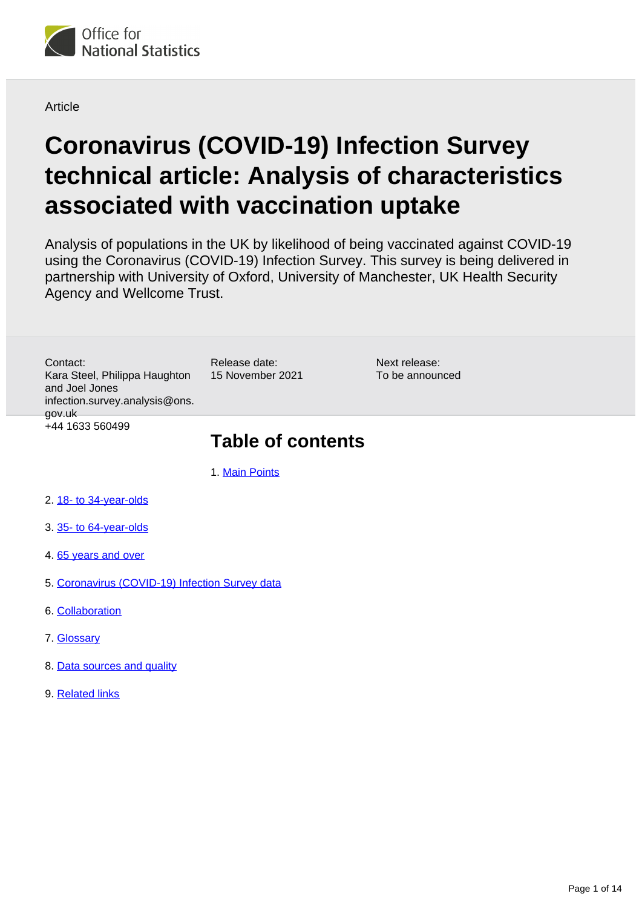Office for National Statistics

Article

# Coronavirus (COVID-19) Infection Survey technical article: Analysis of characteristics associated with vaccination uptake

Analysis of populations in the UK by likelihood of being vaccinated against COVID-19 using the Coronavirus (COVID-19) Infection Survey. This survey is being delivered in partnership with University of Oxford, University of Manchester, UK Health Security Agency and Wellcome Trust.

Contact:
Kara Steel, Philippa Haughton and Joel Jones
infection.survey.analysis@ons.gov.uk
+44 1633 560499

Release date:
15 November 2021

Next release:
To be announced

## Table of contents

1. Main Points
2. 18- to 34-year-olds
3. 35- to 64-year-olds
4. 65 years and over
5. Coronavirus (COVID-19) Infection Survey data
6. Collaboration
7. Glossary
8. Data sources and quality
9. Related links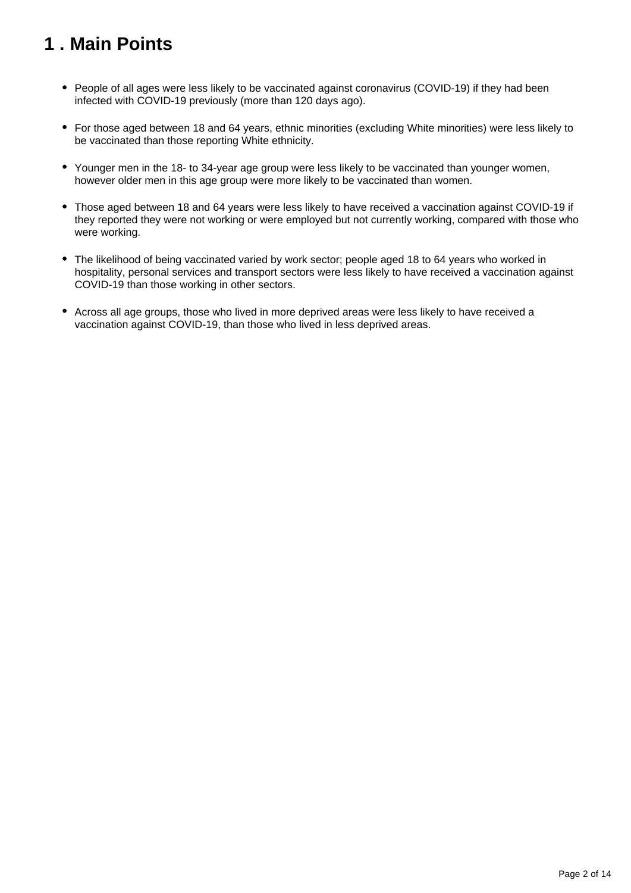# 1 . Main Points

- People of all ages were less likely to be vaccinated against coronavirus (COVID-19) if they had been infected with COVID-19 previously (more than 120 days ago).

- For those aged between 18 and 64 years, ethnic minorities (excluding White minorities) were less likely to be vaccinated than those reporting White ethnicity.

- Younger men in the 18- to 34-year age group were less likely to be vaccinated than younger women, however older men in this age group were more likely to be vaccinated than women.

- Those aged between 18 and 64 years were less likely to have received a vaccination against COVID-19 if they reported they were not working or were employed but not currently working, compared with those who were working.

- The likelihood of being vaccinated varied by work sector; people aged 18 to 64 years who worked in hospitality, personal services and transport sectors were less likely to have received a vaccination against COVID-19 than those working in other sectors.

- Across all age groups, those who lived in more deprived areas were less likely to have received a vaccination against COVID-19, than those who lived in less deprived areas.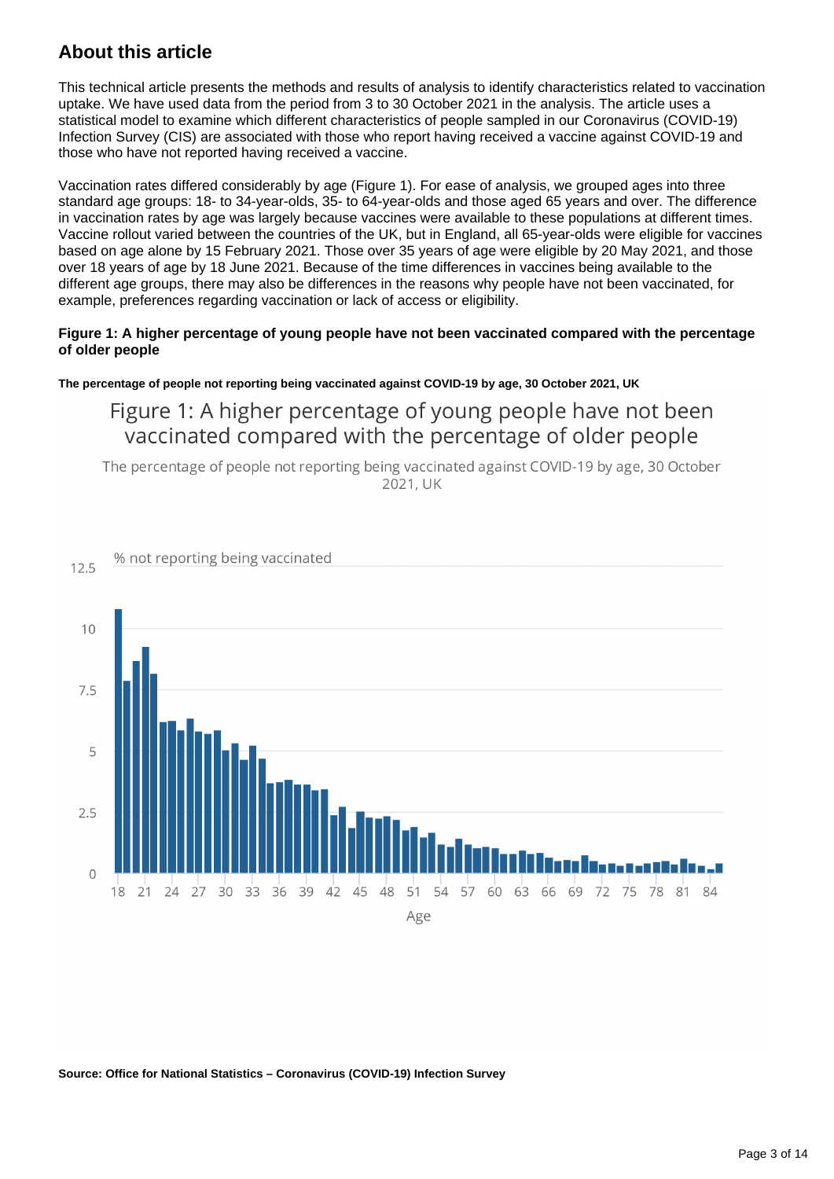## About this article

This technical article presents the methods and results of analysis to identify characteristics related to vaccination uptake. We have used data from the period from 3 to 30 October 2021 in the analysis. The article uses a statistical model to examine which different characteristics of people sampled in our Coronavirus (COVID-19) Infection Survey (CIS) are associated with those who report having received a vaccine against COVID-19 and those who have not reported having received a vaccine.

Vaccination rates differed considerably by age (Figure 1). For ease of analysis, we grouped ages into three standard age groups: 18- to 34-year-olds, 35- to 64-year-olds and those aged 65 years and over. The difference in vaccination rates by age was largely because vaccines were available to these populations at different times. Vaccine rollout varied between the countries of the UK, but in England, all 65-year-olds were eligible for vaccines based on age alone by 15 February 2021. Those over 35 years of age were eligible by 20 May 2021, and those over 18 years of age by 18 June 2021. Because of the time differences in vaccines being available to the different age groups, there may also be differences in the reasons why people have not been vaccinated, for example, preferences regarding vaccination or lack of access or eligibility.

**Figure 1: A higher percentage of young people have not been vaccinated compared with the percentage of older people**

**The percentage of people not reporting being vaccinated against COVID-19 by age, 30 October 2021, UK**

Figure 1: A higher percentage of young people have not been vaccinated compared with the percentage of older people

The percentage of people not reporting being vaccinated against COVID-19 by age, 30 October 2021, UK

**Source: Office for National Statistics – Coronavirus (COVID-19) Infection Survey**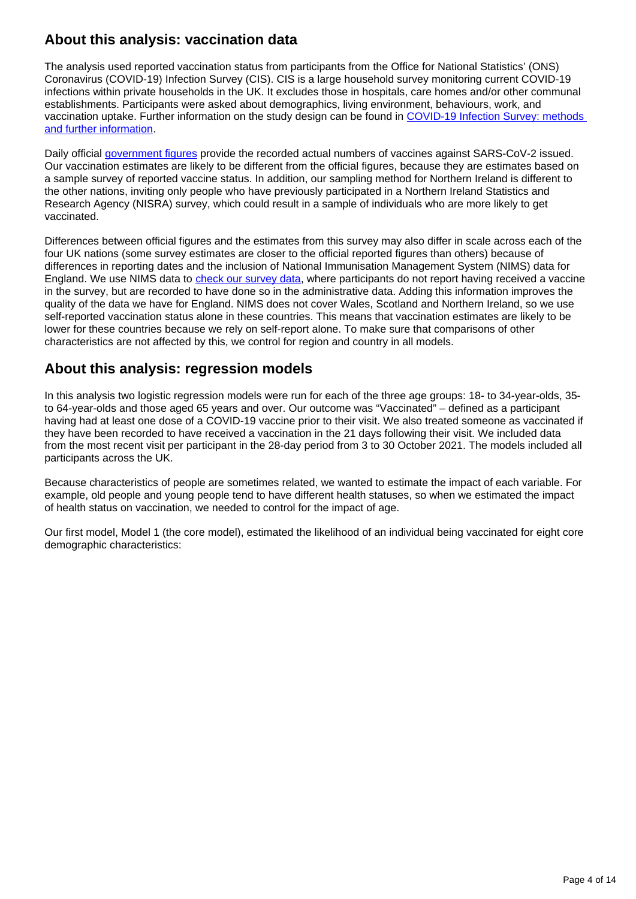## About this analysis: vaccination data

The analysis used reported vaccination status from participants from the Office for National Statistics' (ONS) Coronavirus (COVID-19) Infection Survey (CIS). CIS is a large household survey monitoring current COVID-19 infections within private households in the UK. It excludes those in hospitals, care homes and/or other communal establishments. Participants were asked about demographics, living environment, behaviours, work, and vaccination uptake. Further information on the study design can be found in [COVID-19 Infection Survey: methods and further information](#).

Daily official [government figures](#) provide the recorded actual numbers of vaccines against SARS-CoV-2 issued. Our vaccination estimates are likely to be different from the official figures, because they are estimates based on a sample survey of reported vaccine status. In addition, our sampling method for Northern Ireland is different to the other nations, inviting only people who have previously participated in a Northern Ireland Statistics and Research Agency (NISRA) survey, which could result in a sample of individuals who are more likely to get vaccinated.

Differences between official figures and the estimates from this survey may also differ in scale across each of the four UK nations (some survey estimates are closer to the official reported figures than others) because of differences in reporting dates and the inclusion of National Immunisation Management System (NIMS) data for England. We use NIMS data to [check our survey data](#), where participants do not report having received a vaccine in the survey, but are recorded to have done so in the administrative data. Adding this information improves the quality of the data we have for England. NIMS does not cover Wales, Scotland and Northern Ireland, so we use self-reported vaccination status alone in these countries. This means that vaccination estimates are likely to be lower for these countries because we rely on self-report alone. To make sure that comparisons of other characteristics are not affected by this, we control for region and country in all models.

## About this analysis: regression models

In this analysis two logistic regression models were run for each of the three age groups: 18- to 34-year-olds, 35- to 64-year-olds and those aged 65 years and over. Our outcome was "Vaccinated" – defined as a participant having had at least one dose of a COVID-19 vaccine prior to their visit. We also treated someone as vaccinated if they have been recorded to have received a vaccination in the 21 days following their visit. We included data from the most recent visit per participant in the 28-day period from 3 to 30 October 2021. The models included all participants across the UK.

Because characteristics of people are sometimes related, we wanted to estimate the impact of each variable. For example, old people and young people tend to have different health statuses, so when we estimated the impact of health status on vaccination, we needed to control for the impact of age.

Our first model, Model 1 (the core model), estimated the likelihood of an individual being vaccinated for eight core demographic characteristics: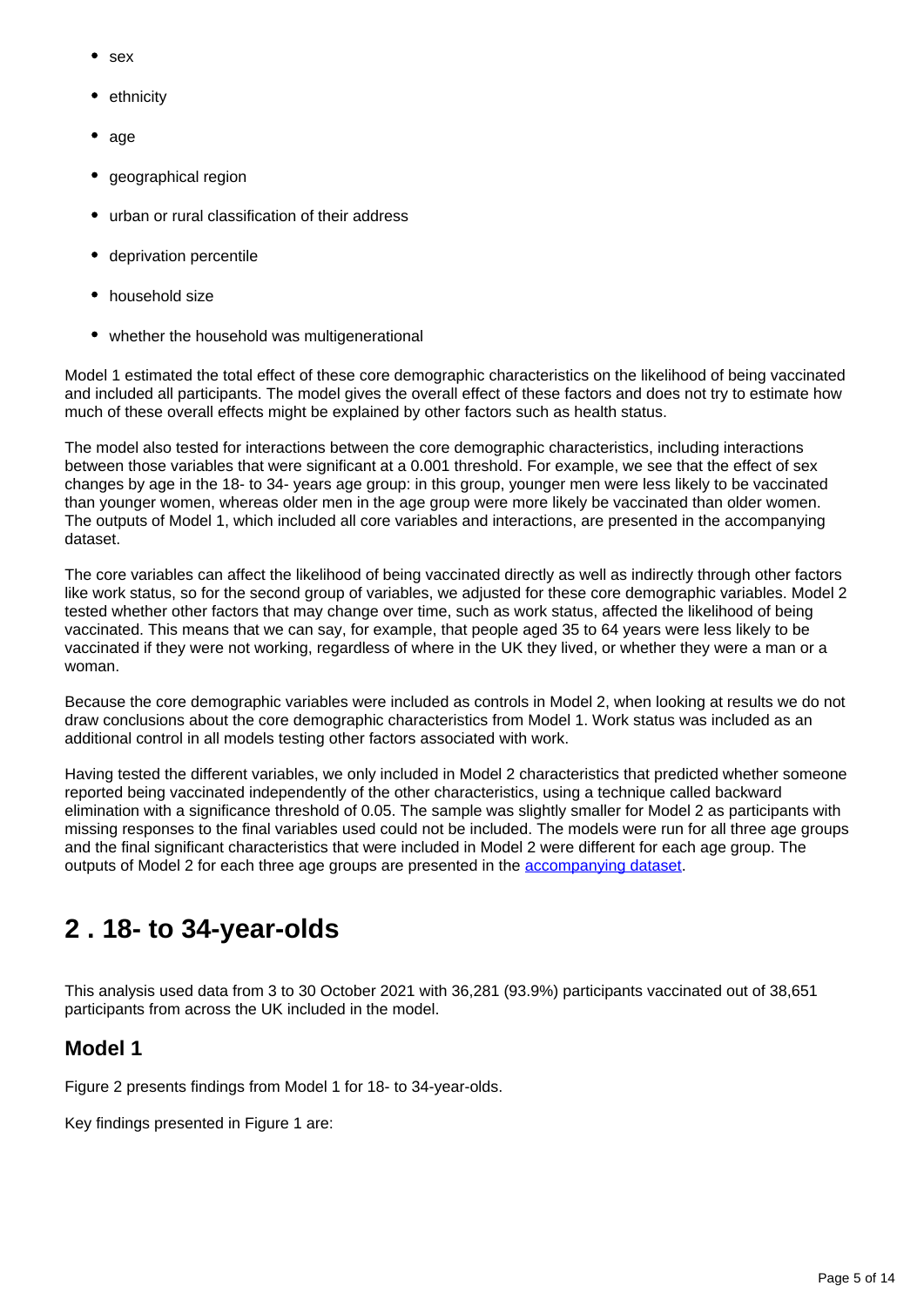- sex
- ethnicity
- age
- geographical region
- urban or rural classification of their address
- deprivation percentile
- household size
- whether the household was multigenerational

Model 1 estimated the total effect of these core demographic characteristics on the likelihood of being vaccinated and included all participants. The model gives the overall effect of these factors and does not try to estimate how much of these overall effects might be explained by other factors such as health status.

The model also tested for interactions between the core demographic characteristics, including interactions between those variables that were significant at a 0.001 threshold. For example, we see that the effect of sex changes by age in the 18- to 34- years age group: in this group, younger men were less likely to be vaccinated than younger women, whereas older men in the age group were more likely be vaccinated than older women. The outputs of Model 1, which included all core variables and interactions, are presented in the accompanying dataset.

The core variables can affect the likelihood of being vaccinated directly as well as indirectly through other factors like work status, so for the second group of variables, we adjusted for these core demographic variables. Model 2 tested whether other factors that may change over time, such as work status, affected the likelihood of being vaccinated. This means that we can say, for example, that people aged 35 to 64 years were less likely to be vaccinated if they were not working, regardless of where in the UK they lived, or whether they were a man or a woman.

Because the core demographic variables were included as controls in Model 2, when looking at results we do not draw conclusions about the core demographic characteristics from Model 1. Work status was included as an additional control in all models testing other factors associated with work.

Having tested the different variables, we only included in Model 2 characteristics that predicted whether someone reported being vaccinated independently of the other characteristics, using a technique called backward elimination with a significance threshold of 0.05. The sample was slightly smaller for Model 2 as participants with missing responses to the final variables used could not be included. The models were run for all three age groups and the final significant characteristics that were included in Model 2 were different for each age group. The outputs of Model 2 for each three age groups are presented in the [accompanying dataset](#).

## 2 . 18- to 34-year-olds

This analysis used data from 3 to 30 October 2021 with 36,281 (93.9%) participants vaccinated out of 38,651 participants from across the UK included in the model.

### Model 1

Figure 2 presents findings from Model 1 for 18- to 34-year-olds.

Key findings presented in Figure 1 are: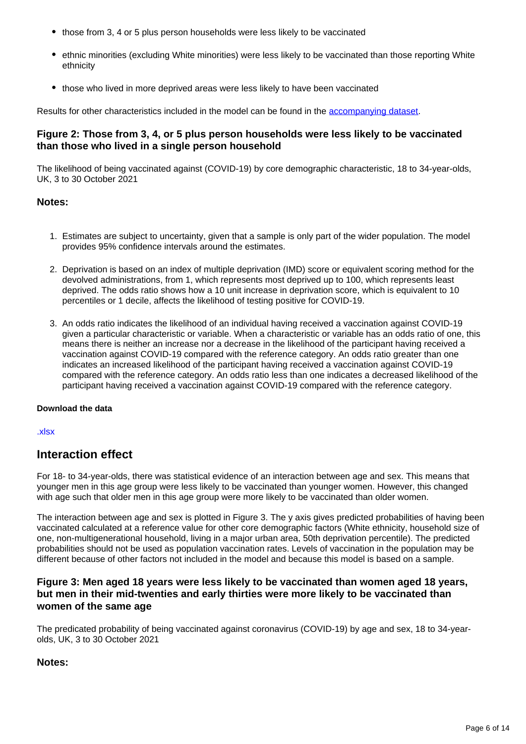- those from 3, 4 or 5 plus person households were less likely to be vaccinated
- ethnic minorities (excluding White minorities) were less likely to be vaccinated than those reporting White ethnicity
- those who lived in more deprived areas were less likely to have been vaccinated

Results for other characteristics included in the model can be found in the accompanying dataset.

### Figure 2: Those from 3, 4, or 5 plus person households were less likely to be vaccinated than those who lived in a single person household

The likelihood of being vaccinated against (COVID-19) by core demographic characteristic, 18 to 34-year-olds, UK, 3 to 30 October 2021

### Notes:

1. Estimates are subject to uncertainty, given that a sample is only part of the wider population. The model provides 95% confidence intervals around the estimates.
2. Deprivation is based on an index of multiple deprivation (IMD) score or equivalent scoring method for the devolved administrations, from 1, which represents most deprived up to 100, which represents least deprived. The odds ratio shows how a 10 unit increase in deprivation score, which is equivalent to 10 percentiles or 1 decile, affects the likelihood of testing positive for COVID-19.
3. An odds ratio indicates the likelihood of an individual having received a vaccination against COVID-19 given a particular characteristic or variable. When a characteristic or variable has an odds ratio of one, this means there is neither an increase nor a decrease in the likelihood of the participant having received a vaccination against COVID-19 compared with the reference category. An odds ratio greater than one indicates an increased likelihood of the participant having received a vaccination against COVID-19 compared with the reference category. An odds ratio less than one indicates a decreased likelihood of the participant having received a vaccination against COVID-19 compared with the reference category.

#### Download the data

.xlsx

## Interaction effect

For 18- to 34-year-olds, there was statistical evidence of an interaction between age and sex. This means that younger men in this age group were less likely to be vaccinated than younger women. However, this changed with age such that older men in this age group were more likely to be vaccinated than older women.

The interaction between age and sex is plotted in Figure 3. The y axis gives predicted probabilities of having been vaccinated calculated at a reference value for other core demographic factors (White ethnicity, household size of one, non-multigenerational household, living in a major urban area, 50th deprivation percentile). The predicted probabilities should not be used as population vaccination rates. Levels of vaccination in the population may be different because of other factors not included in the model and because this model is based on a sample.

### Figure 3: Men aged 18 years were less likely to be vaccinated than women aged 18 years, but men in their mid-twenties and early thirties were more likely to be vaccinated than women of the same age

The predicated probability of being vaccinated against coronavirus (COVID-19) by age and sex, 18 to 34-year-olds, UK, 3 to 30 October 2021

### Notes: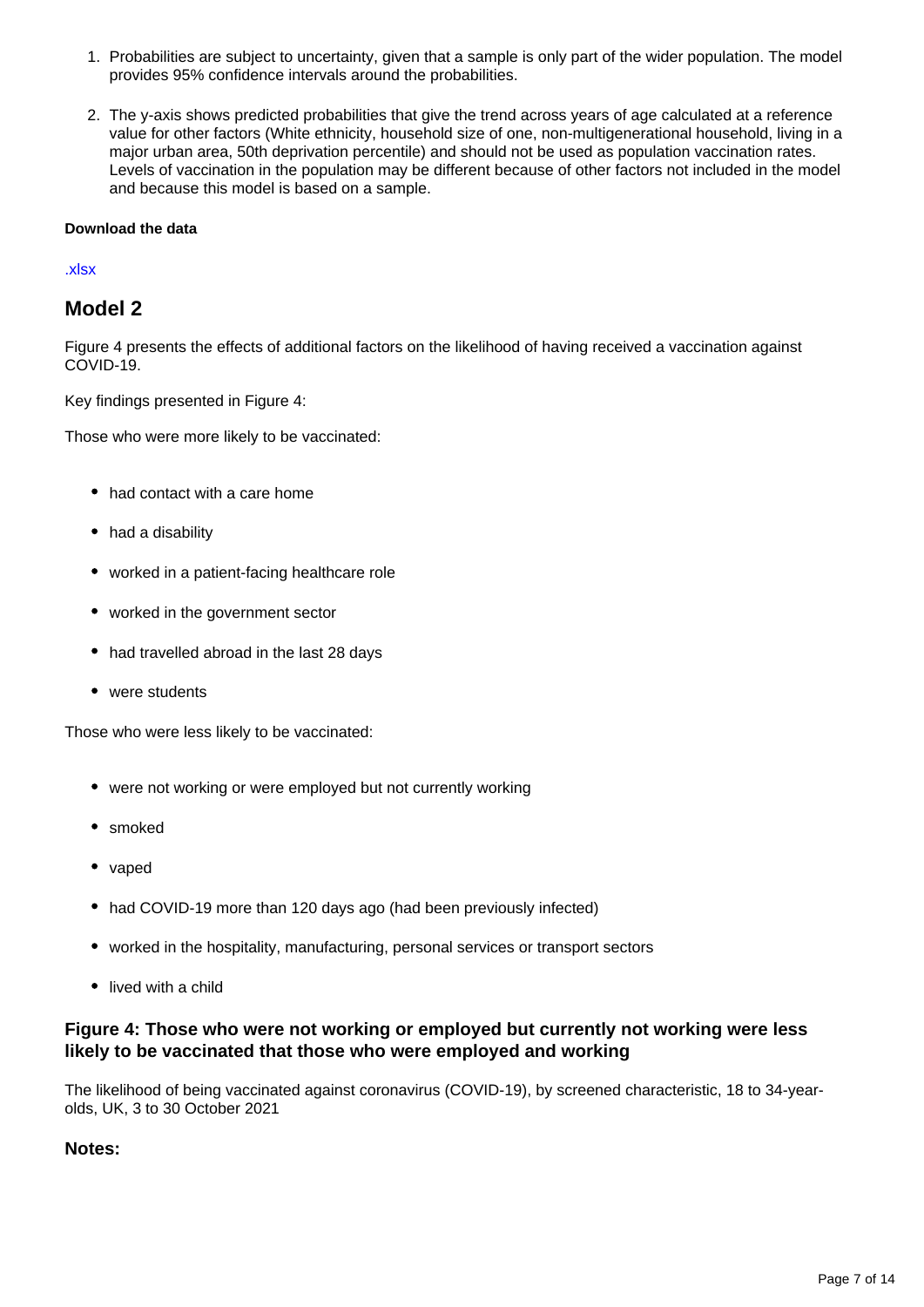1. Probabilities are subject to uncertainty, given that a sample is only part of the wider population. The model provides 95% confidence intervals around the probabilities.
2. The y-axis shows predicted probabilities that give the trend across years of age calculated at a reference value for other factors (White ethnicity, household size of one, non-multigenerational household, living in a major urban area, 50th deprivation percentile) and should not be used as population vaccination rates. Levels of vaccination in the population may be different because of other factors not included in the model and because this model is based on a sample.

**Download the data**

.xlsx

## Model 2

Figure 4 presents the effects of additional factors on the likelihood of having received a vaccination against COVID-19.

Key findings presented in Figure 4:

Those who were more likely to be vaccinated:

- had contact with a care home
- had a disability
- worked in a patient-facing healthcare role
- worked in the government sector
- had travelled abroad in the last 28 days
- were students

Those who were less likely to be vaccinated:

- were not working or were employed but not currently working
- smoked
- vaped
- had COVID-19 more than 120 days ago (had been previously infected)
- worked in the hospitality, manufacturing, personal services or transport sectors
- lived with a child

### Figure 4: Those who were not working or employed but currently not working were less likely to be vaccinated that those who were employed and working

The likelihood of being vaccinated against coronavirus (COVID-19), by screened characteristic, 18 to 34-year-olds, UK, 3 to 30 October 2021

### Notes: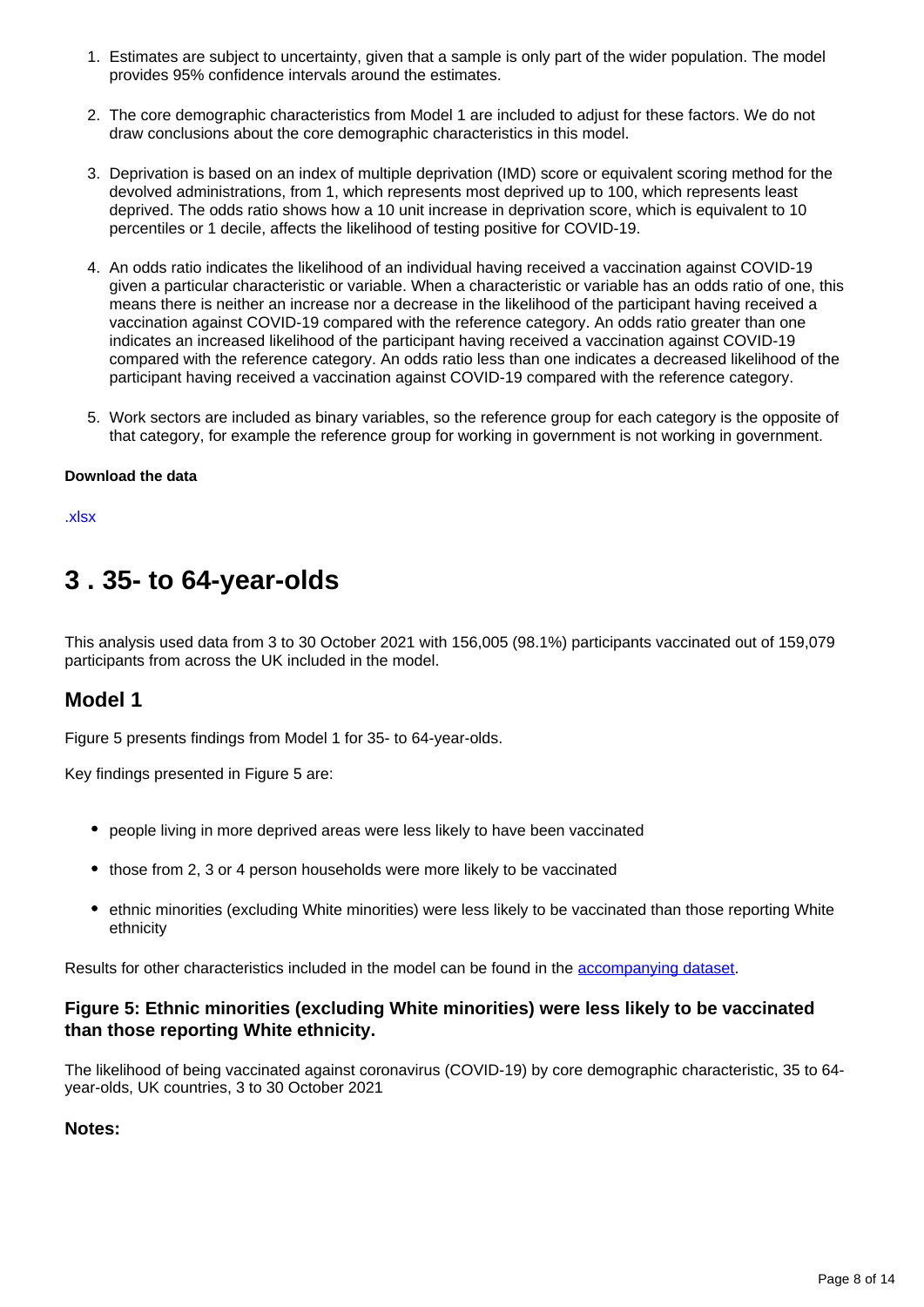1. Estimates are subject to uncertainty, given that a sample is only part of the wider population. The model provides 95% confidence intervals around the estimates.

2. The core demographic characteristics from Model 1 are included to adjust for these factors. We do not draw conclusions about the core demographic characteristics in this model.

3. Deprivation is based on an index of multiple deprivation (IMD) score or equivalent scoring method for the devolved administrations, from 1, which represents most deprived up to 100, which represents least deprived. The odds ratio shows how a 10 unit increase in deprivation score, which is equivalent to 10 percentiles or 1 decile, affects the likelihood of testing positive for COVID-19.

4. An odds ratio indicates the likelihood of an individual having received a vaccination against COVID-19 given a particular characteristic or variable. When a characteristic or variable has an odds ratio of one, this means there is neither an increase nor a decrease in the likelihood of the participant having received a vaccination against COVID-19 compared with the reference category. An odds ratio greater than one indicates an increased likelihood of the participant having received a vaccination against COVID-19 compared with the reference category. An odds ratio less than one indicates a decreased likelihood of the participant having received a vaccination against COVID-19 compared with the reference category.

5. Work sectors are included as binary variables, so the reference group for each category is the opposite of that category, for example the reference group for working in government is not working in government.

**Download the data**

.xlsx

## 3 . 35- to 64-year-olds

This analysis used data from 3 to 30 October 2021 with 156,005 (98.1%) participants vaccinated out of 159,079 participants from across the UK included in the model.

### Model 1

Figure 5 presents findings from Model 1 for 35- to 64-year-olds.

Key findings presented in Figure 5 are:

- people living in more deprived areas were less likely to have been vaccinated
- those from 2, 3 or 4 person households were more likely to be vaccinated
- ethnic minorities (excluding White minorities) were less likely to be vaccinated than those reporting White ethnicity

Results for other characteristics included in the model can be found in the accompanying dataset.

### Figure 5: Ethnic minorities (excluding White minorities) were less likely to be vaccinated than those reporting White ethnicity.

The likelihood of being vaccinated against coronavirus (COVID-19) by core demographic characteristic, 35 to 64-year-olds, UK countries, 3 to 30 October 2021

#### Notes: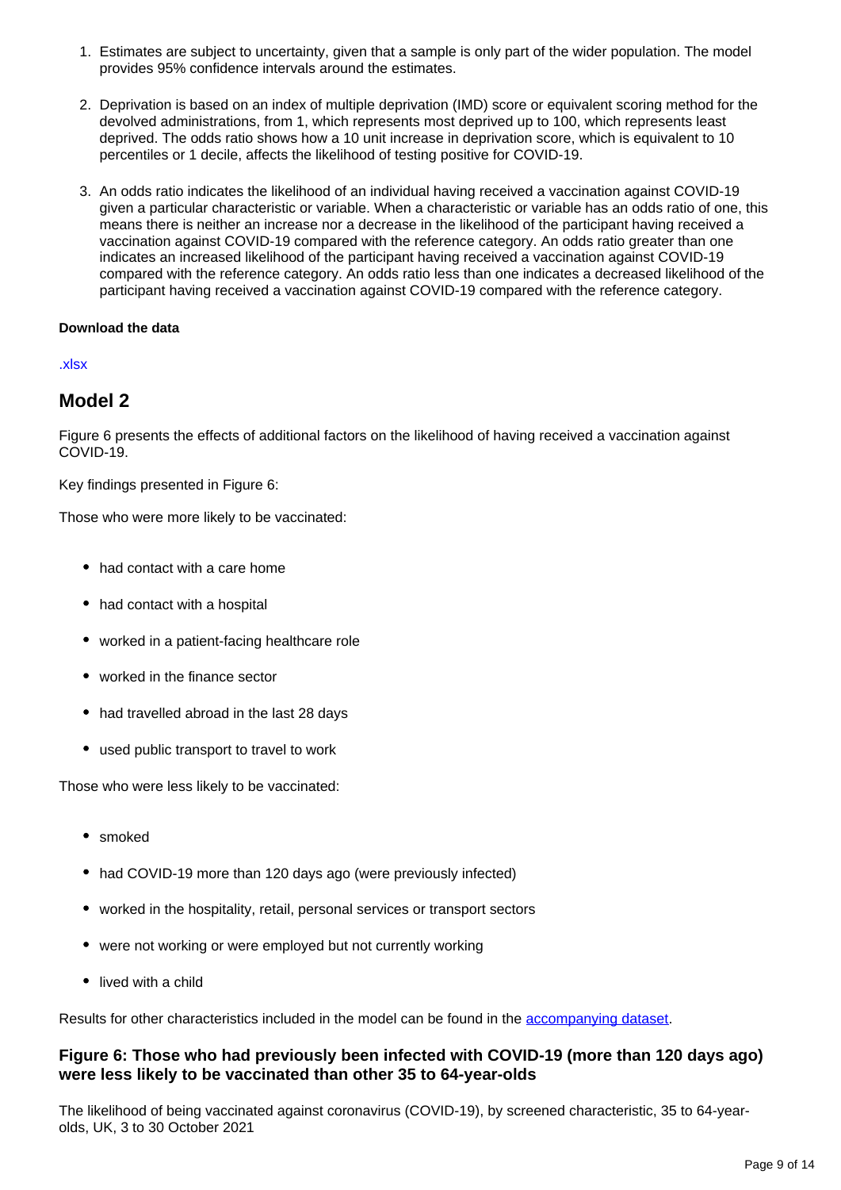1. Estimates are subject to uncertainty, given that a sample is only part of the wider population. The model provides 95% confidence intervals around the estimates.

2. Deprivation is based on an index of multiple deprivation (IMD) score or equivalent scoring method for the devolved administrations, from 1, which represents most deprived up to 100, which represents least deprived. The odds ratio shows how a 10 unit increase in deprivation score, which is equivalent to 10 percentiles or 1 decile, affects the likelihood of testing positive for COVID-19.

3. An odds ratio indicates the likelihood of an individual having received a vaccination against COVID-19 given a particular characteristic or variable. When a characteristic or variable has an odds ratio of one, this means there is neither an increase nor a decrease in the likelihood of the participant having received a vaccination against COVID-19 compared with the reference category. An odds ratio greater than one indicates an increased likelihood of the participant having received a vaccination against COVID-19 compared with the reference category. An odds ratio less than one indicates a decreased likelihood of the participant having received a vaccination against COVID-19 compared with the reference category.

**Download the data**

.xlsx

## Model 2

Figure 6 presents the effects of additional factors on the likelihood of having received a vaccination against COVID-19.

Key findings presented in Figure 6:

Those who were more likely to be vaccinated:

- had contact with a care home
- had contact with a hospital
- worked in a patient-facing healthcare role
- worked in the finance sector
- had travelled abroad in the last 28 days
- used public transport to travel to work

Those who were less likely to be vaccinated:

- smoked
- had COVID-19 more than 120 days ago (were previously infected)
- worked in the hospitality, retail, personal services or transport sectors
- were not working or were employed but not currently working
- lived with a child

Results for other characteristics included in the model can be found in the accompanying dataset.

### Figure 6: Those who had previously been infected with COVID-19 (more than 120 days ago) were less likely to be vaccinated than other 35 to 64-year-olds

The likelihood of being vaccinated against coronavirus (COVID-19), by screened characteristic, 35 to 64-year-olds, UK, 3 to 30 October 2021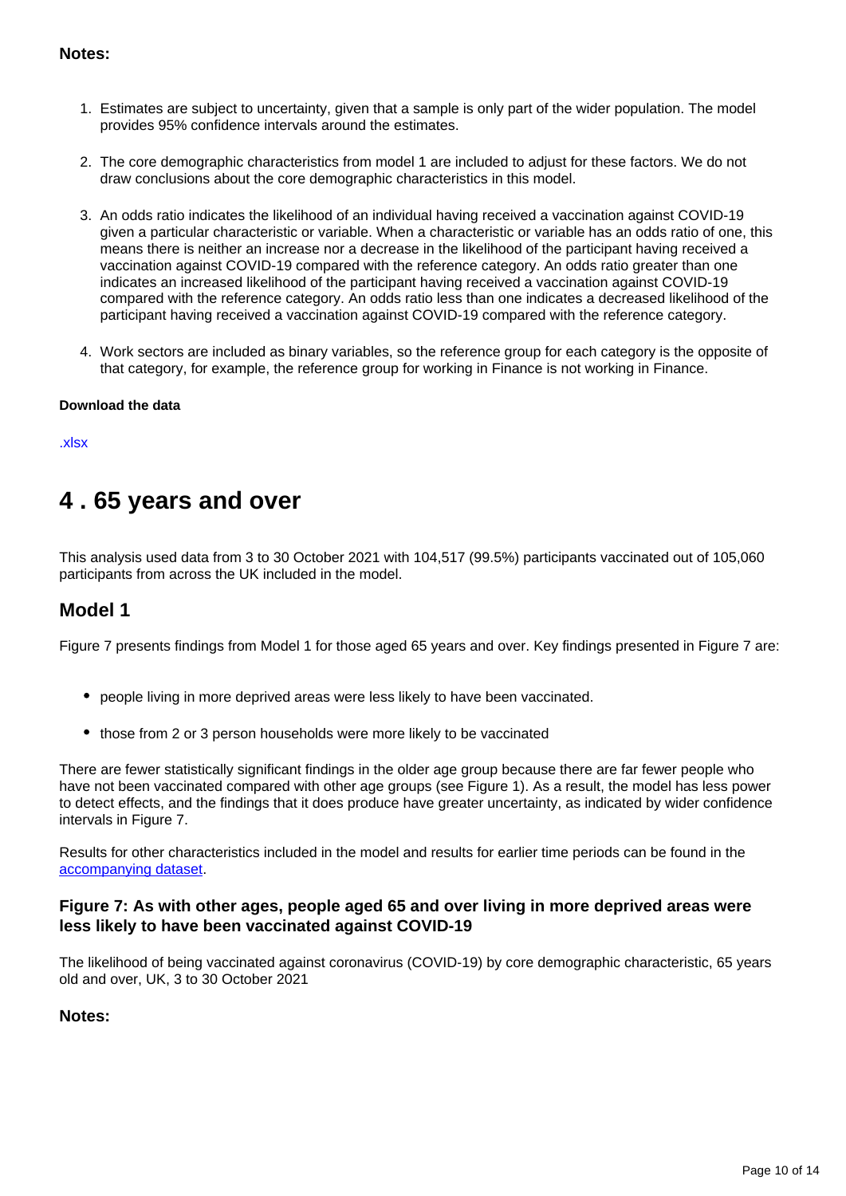**Notes:**

1. Estimates are subject to uncertainty, given that a sample is only part of the wider population. The model provides 95% confidence intervals around the estimates.

2. The core demographic characteristics from model 1 are included to adjust for these factors. We do not draw conclusions about the core demographic characteristics in this model.

3. An odds ratio indicates the likelihood of an individual having received a vaccination against COVID-19 given a particular characteristic or variable. When a characteristic or variable has an odds ratio of one, this means there is neither an increase nor a decrease in the likelihood of the participant having received a vaccination against COVID-19 compared with the reference category. An odds ratio greater than one indicates an increased likelihood of the participant having received a vaccination against COVID-19 compared with the reference category. An odds ratio less than one indicates a decreased likelihood of the participant having received a vaccination against COVID-19 compared with the reference category.

4. Work sectors are included as binary variables, so the reference group for each category is the opposite of that category, for example, the reference group for working in Finance is not working in Finance.

**Download the data**

.xlsx

## 4 . 65 years and over

This analysis used data from 3 to 30 October 2021 with 104,517 (99.5%) participants vaccinated out of 105,060 participants from across the UK included in the model.

### Model 1

Figure 7 presents findings from Model 1 for those aged 65 years and over. Key findings presented in Figure 7 are:

- people living in more deprived areas were less likely to have been vaccinated.
- those from 2 or 3 person households were more likely to be vaccinated

There are fewer statistically significant findings in the older age group because there are far fewer people who have not been vaccinated compared with other age groups (see Figure 1). As a result, the model has less power to detect effects, and the findings that it does produce have greater uncertainty, as indicated by wider confidence intervals in Figure 7.

Results for other characteristics included in the model and results for earlier time periods can be found in the accompanying dataset.

#### Figure 7: As with other ages, people aged 65 and over living in more deprived areas were less likely to have been vaccinated against COVID-19

The likelihood of being vaccinated against coronavirus (COVID-19) by core demographic characteristic, 65 years old and over, UK, 3 to 30 October 2021

**Notes:**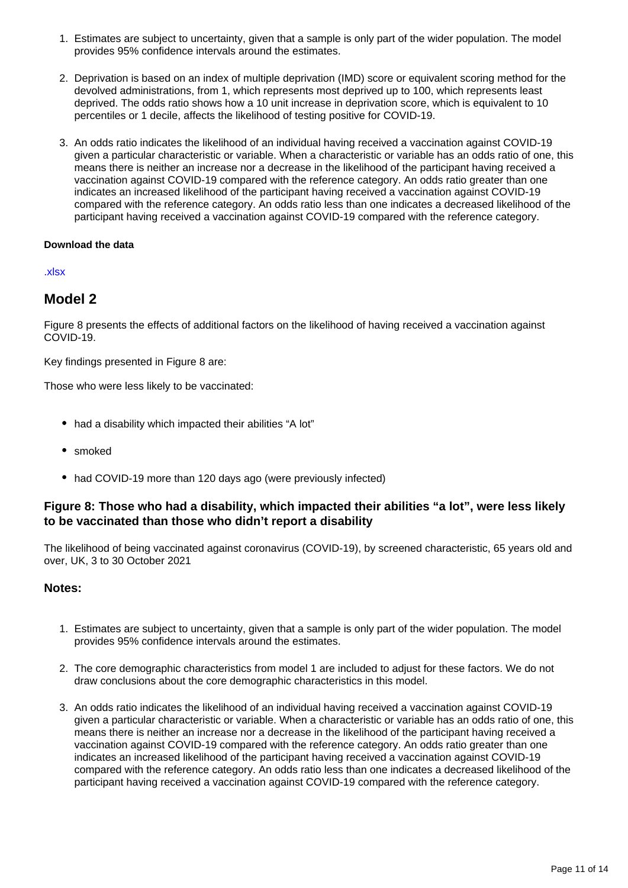1. Estimates are subject to uncertainty, given that a sample is only part of the wider population. The model provides 95% confidence intervals around the estimates.

2. Deprivation is based on an index of multiple deprivation (IMD) score or equivalent scoring method for the devolved administrations, from 1, which represents most deprived up to 100, which represents least deprived. The odds ratio shows how a 10 unit increase in deprivation score, which is equivalent to 10 percentiles or 1 decile, affects the likelihood of testing positive for COVID-19.

3. An odds ratio indicates the likelihood of an individual having received a vaccination against COVID-19 given a particular characteristic or variable. When a characteristic or variable has an odds ratio of one, this means there is neither an increase nor a decrease in the likelihood of the participant having received a vaccination against COVID-19 compared with the reference category. An odds ratio greater than one indicates an increased likelihood of the participant having received a vaccination against COVID-19 compared with the reference category. An odds ratio less than one indicates a decreased likelihood of the participant having received a vaccination against COVID-19 compared with the reference category.

**Download the data**

.xlsx

## Model 2

Figure 8 presents the effects of additional factors on the likelihood of having received a vaccination against COVID-19.

Key findings presented in Figure 8 are:

Those who were less likely to be vaccinated:

- had a disability which impacted their abilities “A lot”
- smoked
- had COVID-19 more than 120 days ago (were previously infected)

### Figure 8: Those who had a disability, which impacted their abilities “a lot”, were less likely to be vaccinated than those who didn’t report a disability

The likelihood of being vaccinated against coronavirus (COVID-19), by screened characteristic, 65 years old and over, UK, 3 to 30 October 2021

### Notes:

1. Estimates are subject to uncertainty, given that a sample is only part of the wider population. The model provides 95% confidence intervals around the estimates.

2. The core demographic characteristics from model 1 are included to adjust for these factors. We do not draw conclusions about the core demographic characteristics in this model.

3. An odds ratio indicates the likelihood of an individual having received a vaccination against COVID-19 given a particular characteristic or variable. When a characteristic or variable has an odds ratio of one, this means there is neither an increase nor a decrease in the likelihood of the participant having received a vaccination against COVID-19 compared with the reference category. An odds ratio greater than one indicates an increased likelihood of the participant having received a vaccination against COVID-19 compared with the reference category. An odds ratio less than one indicates a decreased likelihood of the participant having received a vaccination against COVID-19 compared with the reference category.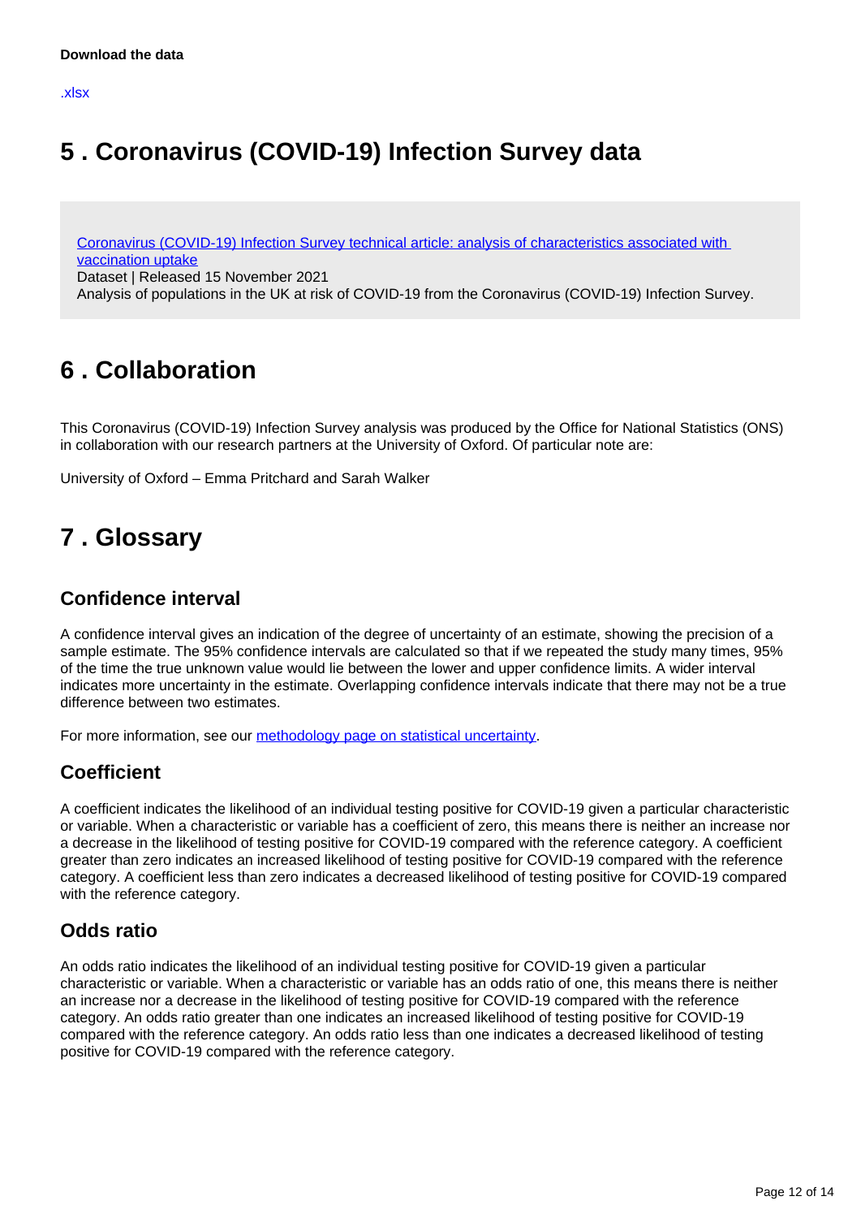**Download the data**

.xlsx

## 5 . Coronavirus (COVID-19) Infection Survey data

Coronavirus (COVID-19) Infection Survey technical article: analysis of characteristics associated with vaccination uptake
Dataset | Released 15 November 2021
Analysis of populations in the UK at risk of COVID-19 from the Coronavirus (COVID-19) Infection Survey.

## 6 . Collaboration

This Coronavirus (COVID-19) Infection Survey analysis was produced by the Office for National Statistics (ONS) in collaboration with our research partners at the University of Oxford. Of particular note are:

University of Oxford – Emma Pritchard and Sarah Walker

## 7 . Glossary

### Confidence interval

A confidence interval gives an indication of the degree of uncertainty of an estimate, showing the precision of a sample estimate. The 95% confidence intervals are calculated so that if we repeated the study many times, 95% of the time the true unknown value would lie between the lower and upper confidence limits. A wider interval indicates more uncertainty in the estimate. Overlapping confidence intervals indicate that there may not be a true difference between two estimates.

For more information, see our methodology page on statistical uncertainty.

### Coefficient

A coefficient indicates the likelihood of an individual testing positive for COVID-19 given a particular characteristic or variable. When a characteristic or variable has a coefficient of zero, this means there is neither an increase nor a decrease in the likelihood of testing positive for COVID-19 compared with the reference category. A coefficient greater than zero indicates an increased likelihood of testing positive for COVID-19 compared with the reference category. A coefficient less than zero indicates a decreased likelihood of testing positive for COVID-19 compared with the reference category.

### Odds ratio

An odds ratio indicates the likelihood of an individual testing positive for COVID-19 given a particular characteristic or variable. When a characteristic or variable has an odds ratio of one, this means there is neither an increase nor a decrease in the likelihood of testing positive for COVID-19 compared with the reference category. An odds ratio greater than one indicates an increased likelihood of testing positive for COVID-19 compared with the reference category. An odds ratio less than one indicates a decreased likelihood of testing positive for COVID-19 compared with the reference category.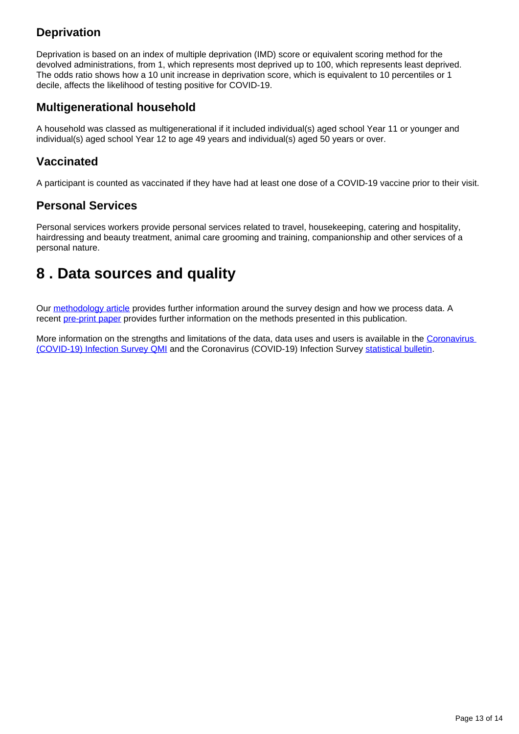### Deprivation

Deprivation is based on an index of multiple deprivation (IMD) score or equivalent scoring method for the devolved administrations, from 1, which represents most deprived up to 100, which represents least deprived. The odds ratio shows how a 10 unit increase in deprivation score, which is equivalent to 10 percentiles or 1 decile, affects the likelihood of testing positive for COVID-19.

### Multigenerational household

A household was classed as multigenerational if it included individual(s) aged school Year 11 or younger and individual(s) aged school Year 12 to age 49 years and individual(s) aged 50 years or over.

### Vaccinated

A participant is counted as vaccinated if they have had at least one dose of a COVID-19 vaccine prior to their visit.

### Personal Services

Personal services workers provide personal services related to travel, housekeeping, catering and hospitality, hairdressing and beauty treatment, animal care grooming and training, companionship and other services of a personal nature.

## 8 . Data sources and quality

Our methodology article provides further information around the survey design and how we process data. A recent pre-print paper provides further information on the methods presented in this publication.

More information on the strengths and limitations of the data, data uses and users is available in the Coronavirus (COVID-19) Infection Survey QMI and the Coronavirus (COVID-19) Infection Survey statistical bulletin.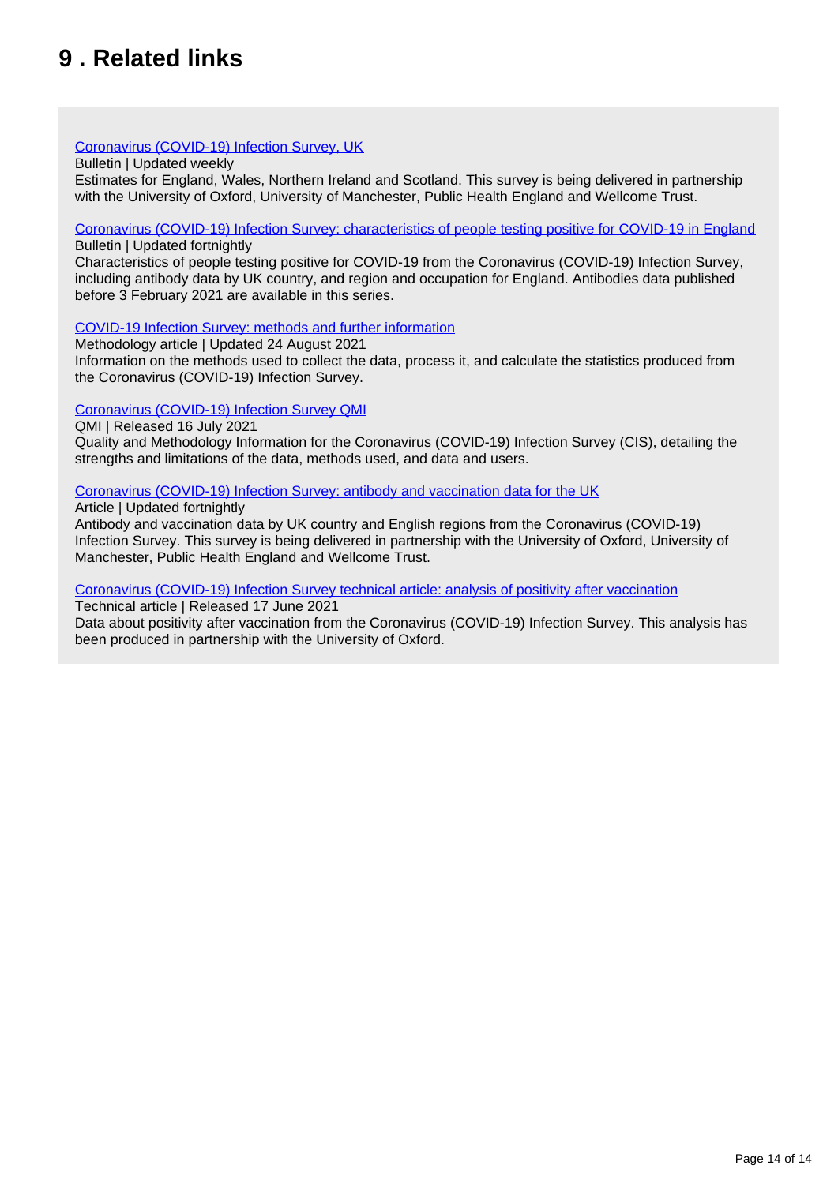## 9 . Related links

[Coronavirus (COVID-19) Infection Survey, UK](#)
Bulletin | Updated weekly
Estimates for England, Wales, Northern Ireland and Scotland. This survey is being delivered in partnership with the University of Oxford, University of Manchester, Public Health England and Wellcome Trust.

[Coronavirus (COVID-19) Infection Survey: characteristics of people testing positive for COVID-19 in England](#)
Bulletin | Updated fortnightly
Characteristics of people testing positive for COVID-19 from the Coronavirus (COVID-19) Infection Survey, including antibody data by UK country, and region and occupation for England. Antibodies data published before 3 February 2021 are available in this series.

[COVID-19 Infection Survey: methods and further information](#)
Methodology article | Updated 24 August 2021
Information on the methods used to collect the data, process it, and calculate the statistics produced from the Coronavirus (COVID-19) Infection Survey.

[Coronavirus (COVID-19) Infection Survey QMI](#)
QMI | Released 16 July 2021
Quality and Methodology Information for the Coronavirus (COVID-19) Infection Survey (CIS), detailing the strengths and limitations of the data, methods used, and data and users.

[Coronavirus (COVID-19) Infection Survey: antibody and vaccination data for the UK](#)
Article | Updated fortnightly
Antibody and vaccination data by UK country and English regions from the Coronavirus (COVID-19) Infection Survey. This survey is being delivered in partnership with the University of Oxford, University of Manchester, Public Health England and Wellcome Trust.

[Coronavirus (COVID-19) Infection Survey technical article: analysis of positivity after vaccination](#)
Technical article | Released 17 June 2021
Data about positivity after vaccination from the Coronavirus (COVID-19) Infection Survey. This analysis has been produced in partnership with the University of Oxford.